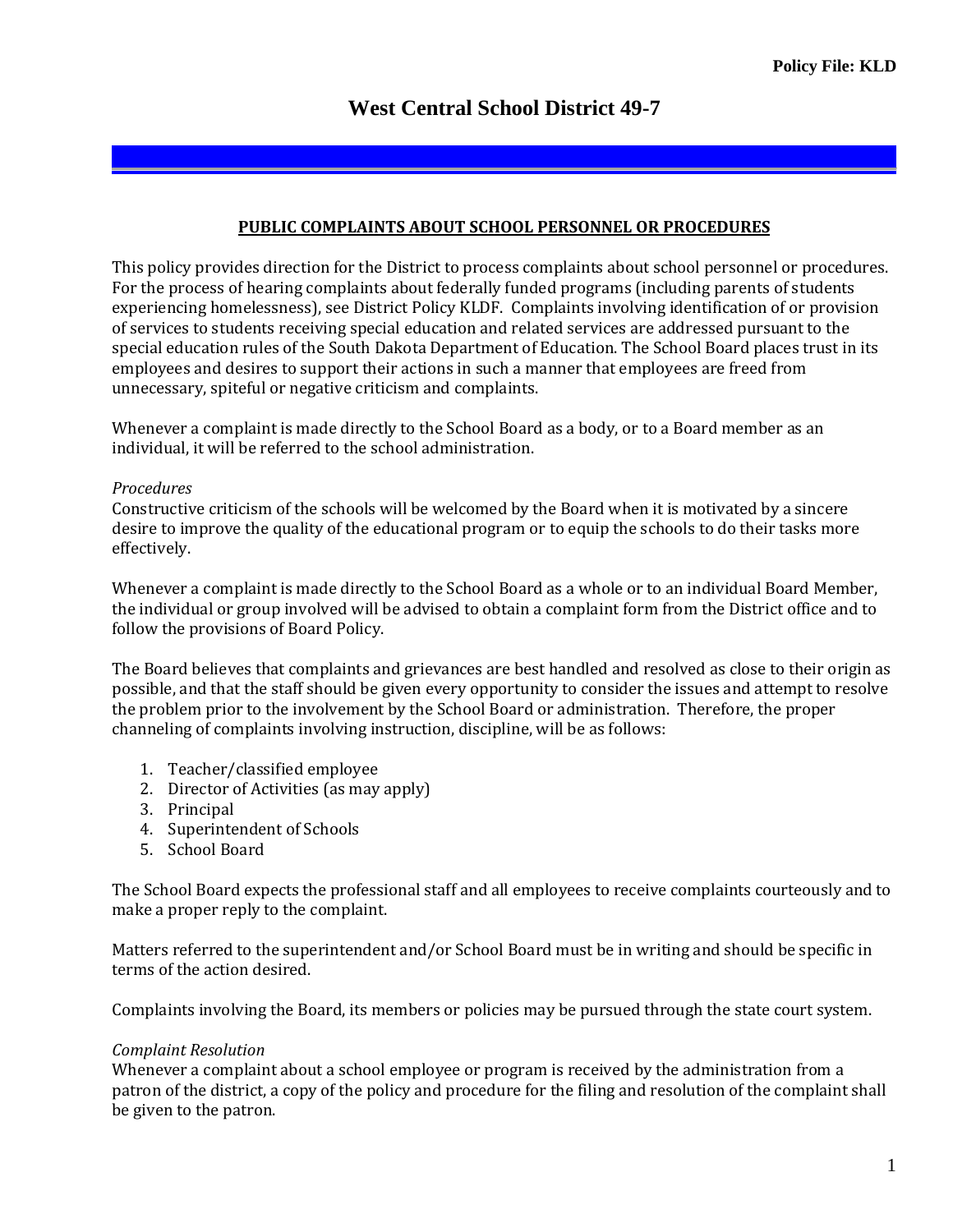Policy File: KLD

# West Central School District 49-7

## PUBLIC COMPLAINTS ABOUT SCHOOL PERSONNEL OR PROCEDURES

This policy provides direction for the District to process complaints about school personnel or procedures. For the process of hearing complaints about federally funded programs (including parents of students experiencing homelessness), see District Policy KLDF. Complaints involving identification of or provision of services to students receiving special education and related services are addressed pursuant to the special education rules of the South Dakota Department of Education. The School Board places trust in its employees and desires to support their actions in such a manner that employees are freed from unnecessary, spiteful or negative criticism and complaints.

Whenever a complaint is made directly to the School Board as a body, or to a Board member as an individual, it will be referred to the school administration.

*Procedures*

Constructive criticism of the schools will be welcomed by the Board when it is motivated by a sincere desire to improve the quality of the educational program or to equip the schools to do their tasks more effectively.

Whenever a complaint is made directly to the School Board as a whole or to an individual Board Member, the individual or group involved will be advised to obtain a complaint form from the District office and to follow the provisions of Board Policy.

The Board believes that complaints and grievances are best handled and resolved as close to their origin as possible, and that the staff should be given every opportunity to consider the issues and attempt to resolve the problem prior to the involvement by the School Board or administration. Therefore, the proper channeling of complaints involving instruction, discipline, will be as follows:

1. Teacher/classified employee
2. Director of Activities (as may apply)
3. Principal
4. Superintendent of Schools
5. School Board

The School Board expects the professional staff and all employees to receive complaints courteously and to make a proper reply to the complaint.

Matters referred to the superintendent and/or School Board must be in writing and should be specific in terms of the action desired.

Complaints involving the Board, its members or policies may be pursued through the state court system.

*Complaint Resolution*

Whenever a complaint about a school employee or program is received by the administration from a patron of the district, a copy of the policy and procedure for the filing and resolution of the complaint shall be given to the patron.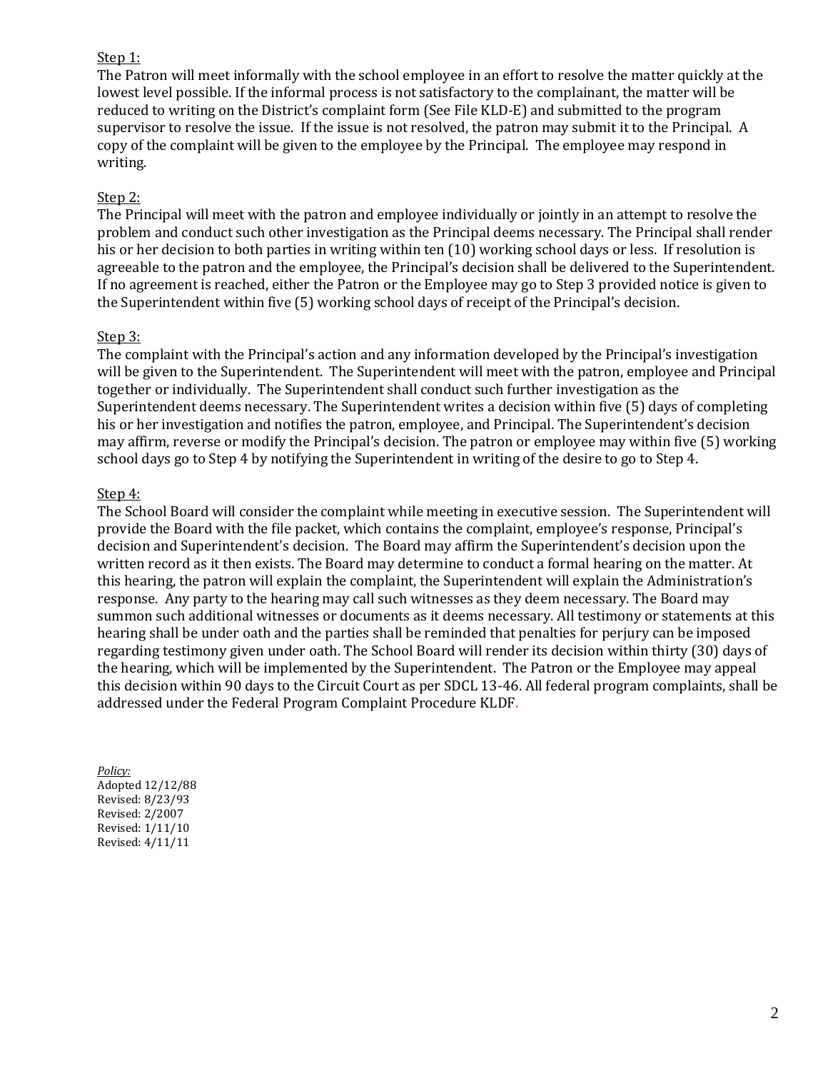Step 1:

The Patron will meet informally with the school employee in an effort to resolve the matter quickly at the lowest level possible. If the informal process is not satisfactory to the complainant, the matter will be reduced to writing on the District's complaint form (See File KLD-E) and submitted to the program supervisor to resolve the issue. If the issue is not resolved, the patron may submit it to the Principal. A copy of the complaint will be given to the employee by the Principal. The employee may respond in writing.

Step 2:

The Principal will meet with the patron and employee individually or jointly in an attempt to resolve the problem and conduct such other investigation as the Principal deems necessary. The Principal shall render his or her decision to both parties in writing within ten (10) working school days or less. If resolution is agreeable to the patron and the employee, the Principal's decision shall be delivered to the Superintendent. If no agreement is reached, either the Patron or the Employee may go to Step 3 provided notice is given to the Superintendent within five (5) working school days of receipt of the Principal's decision.

Step 3:

The complaint with the Principal's action and any information developed by the Principal's investigation will be given to the Superintendent. The Superintendent will meet with the patron, employee and Principal together or individually. The Superintendent shall conduct such further investigation as the Superintendent deems necessary. The Superintendent writes a decision within five (5) days of completing his or her investigation and notifies the patron, employee, and Principal. The Superintendent's decision may affirm, reverse or modify the Principal's decision. The patron or employee may within five (5) working school days go to Step 4 by notifying the Superintendent in writing of the desire to go to Step 4.

Step 4:

The School Board will consider the complaint while meeting in executive session. The Superintendent will provide the Board with the file packet, which contains the complaint, employee's response, Principal's decision and Superintendent's decision. The Board may affirm the Superintendent's decision upon the written record as it then exists. The Board may determine to conduct a formal hearing on the matter. At this hearing, the patron will explain the complaint, the Superintendent will explain the Administration's response. Any party to the hearing may call such witnesses as they deem necessary. The Board may summon such additional witnesses or documents as it deems necessary. All testimony or statements at this hearing shall be under oath and the parties shall be reminded that penalties for perjury can be imposed regarding testimony given under oath. The School Board will render its decision within thirty (30) days of the hearing, which will be implemented by the Superintendent. The Patron or the Employee may appeal this decision within 90 days to the Circuit Court as per SDCL 13-46. All federal program complaints, shall be addressed under the Federal Program Complaint Procedure KLDF.

*Policy:*
Adopted 12/12/88
Revised: 8/23/93
Revised: 2/2007
Revised: 1/11/10
Revised: 4/11/11